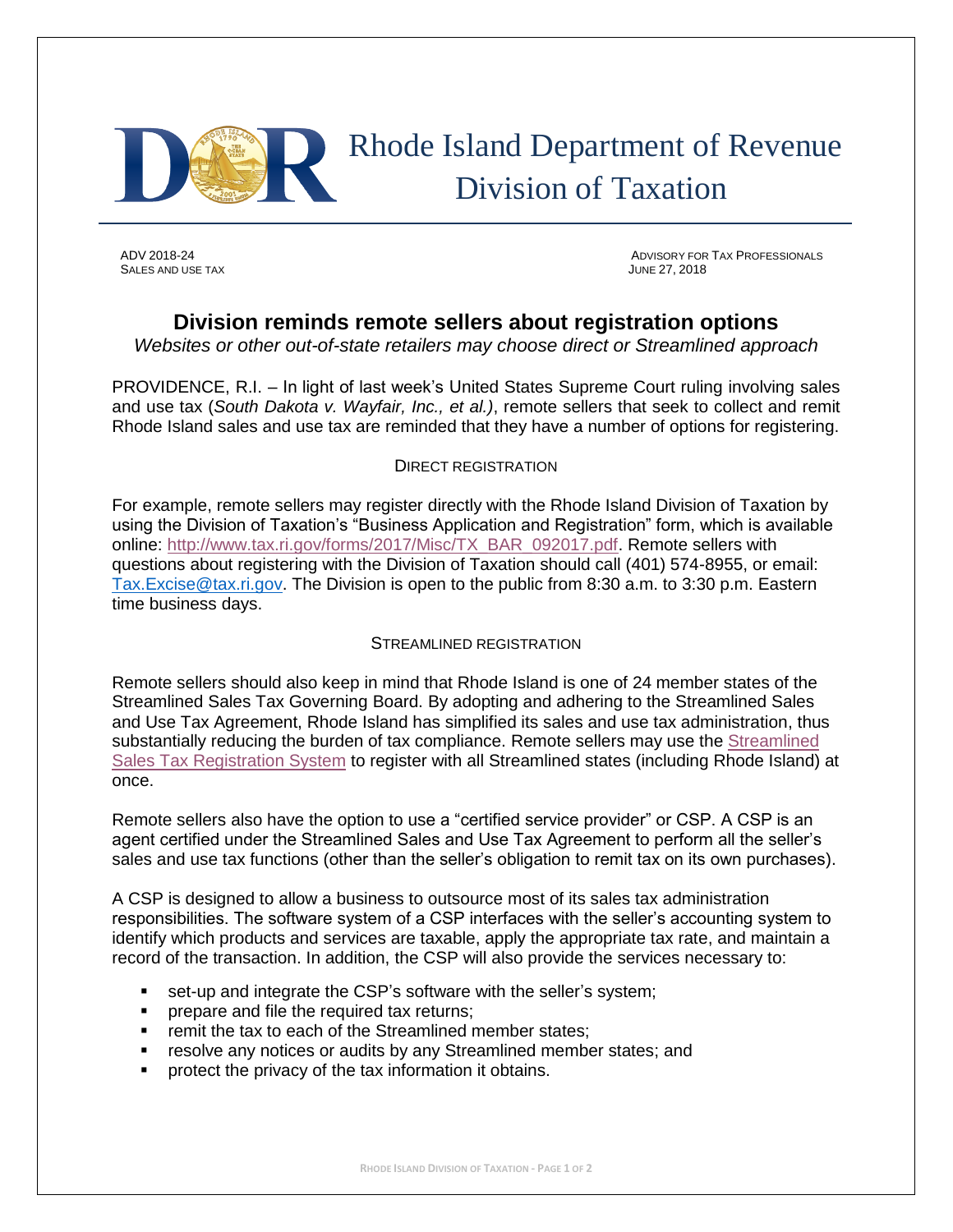# Rhode Island Department of Revenue
# Division of Taxation

ADV 2018-24
SALES AND USE TAX

ADVISORY FOR TAX PROFESSIONALS
JUNE 27, 2018

## Division reminds remote sellers about registration options

*Websites or other out-of-state retailers may choose direct or Streamlined approach*

PROVIDENCE, R.I. – In light of last week's United States Supreme Court ruling involving sales and use tax (*South Dakota v. Wayfair, Inc., et al.)*, remote sellers that seek to collect and remit Rhode Island sales and use tax are reminded that they have a number of options for registering.

### DIRECT REGISTRATION

For example, remote sellers may register directly with the Rhode Island Division of Taxation by using the Division of Taxation's "Business Application and Registration" form, which is available online: http://www.tax.ri.gov/forms/2017/Misc/TX_BAR_092017.pdf. Remote sellers with questions about registering with the Division of Taxation should call (401) 574-8955, or email: Tax.Excise@tax.ri.gov. The Division is open to the public from 8:30 a.m. to 3:30 p.m. Eastern time business days.

### STREAMLINED REGISTRATION

Remote sellers should also keep in mind that Rhode Island is one of 24 member states of the Streamlined Sales Tax Governing Board. By adopting and adhering to the Streamlined Sales and Use Tax Agreement, Rhode Island has simplified its sales and use tax administration, thus substantially reducing the burden of tax compliance. Remote sellers may use the Streamlined Sales Tax Registration System to register with all Streamlined states (including Rhode Island) at once.

Remote sellers also have the option to use a "certified service provider" or CSP. A CSP is an agent certified under the Streamlined Sales and Use Tax Agreement to perform all the seller's sales and use tax functions (other than the seller's obligation to remit tax on its own purchases).

A CSP is designed to allow a business to outsource most of its sales tax administration responsibilities. The software system of a CSP interfaces with the seller's accounting system to identify which products and services are taxable, apply the appropriate tax rate, and maintain a record of the transaction. In addition, the CSP will also provide the services necessary to:

- set-up and integrate the CSP's software with the seller's system;
- prepare and file the required tax returns;
- remit the tax to each of the Streamlined member states;
- resolve any notices or audits by any Streamlined member states; and
- protect the privacy of the tax information it obtains.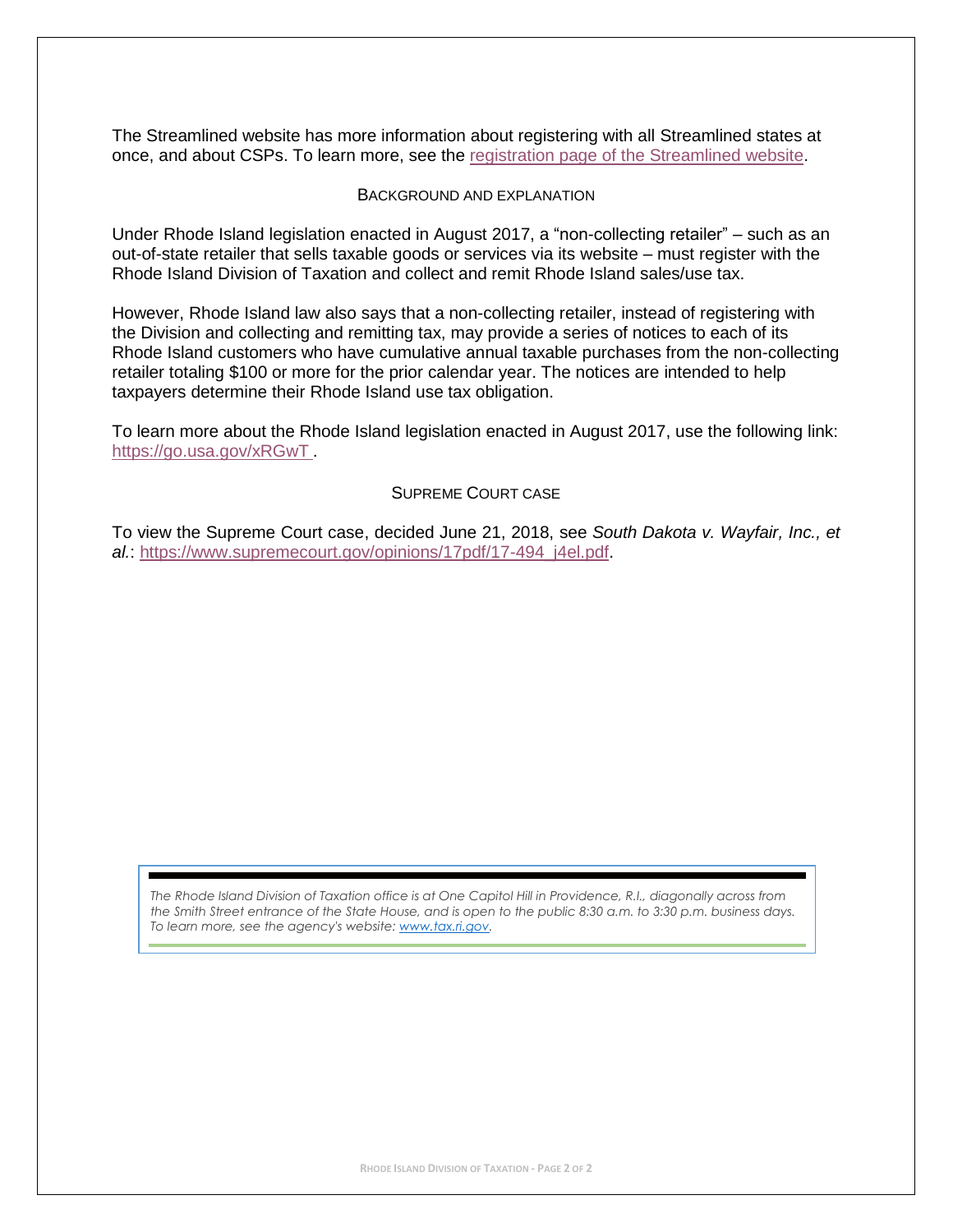The Streamlined website has more information about registering with all Streamlined states at once, and about CSPs. To learn more, see the [registration page of the Streamlined website](#).

## Background and Explanation

Under Rhode Island legislation enacted in August 2017, a "non-collecting retailer" – such as an out-of-state retailer that sells taxable goods or services via its website – must register with the Rhode Island Division of Taxation and collect and remit Rhode Island sales/use tax.

However, Rhode Island law also says that a non-collecting retailer, instead of registering with the Division and collecting and remitting tax, may provide a series of notices to each of its Rhode Island customers who have cumulative annual taxable purchases from the non-collecting retailer totaling $100 or more for the prior calendar year. The notices are intended to help taxpayers determine their Rhode Island use tax obligation.

To learn more about the Rhode Island legislation enacted in August 2017, use the following link: https://go.usa.gov/xRGwT .

## Supreme Court Case

To view the Supreme Court case, decided June 21, 2018, see *South Dakota v. Wayfair, Inc., et al.*: https://www.supremecourt.gov/opinions/17pdf/17-494_j4el.pdf.

*The Rhode Island Division of Taxation office is at One Capitol Hill in Providence, R.I., diagonally across from the Smith Street entrance of the State House, and is open to the public 8:30 a.m. to 3:30 p.m. business days. To learn more, see the agency's website: www.tax.ri.gov.*